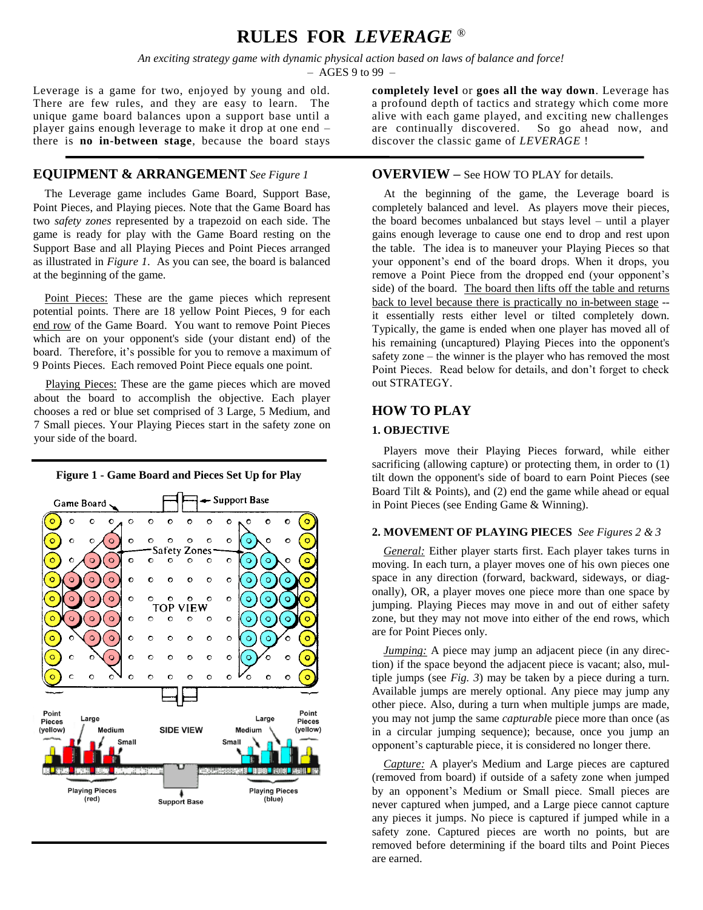# RULES FOR *LEVERAGE* ®

*An exciting strategy game with dynamic physical action based on laws of balance and force!*

– AGES 9 to 99 –

Leverage is a game for two, enjoyed by young and old. There are few rules, and they are easy to learn. The unique game board balances upon a support base until a player gains enough leverage to make it drop at one end – there is **no in-between stage**, because the board stays **completely level** or **goes all the way down**. Leverage has a profound depth of tactics and strategy which come more alive with each game played, and exciting new challenges are continually discovered. So go ahead now, and discover the classic game of *LEVERAGE* !

## EQUIPMENT & ARRANGEMENT *See Figure 1*

The Leverage game includes Game Board, Support Base, Point Pieces, and Playing pieces. Note that the Game Board has two *safety zones* represented by a trapezoid on each side. The game is ready for play with the Game Board resting on the Support Base and all Playing Pieces and Point Pieces arranged as illustrated in *Figure 1*. As you can see, the board is balanced at the beginning of the game.

Point Pieces: These are the game pieces which represent potential points. There are 18 yellow Point Pieces, 9 for each end row of the Game Board. You want to remove Point Pieces which are on your opponent's side (your distant end) of the board. Therefore, it's possible for you to remove a maximum of 9 Points Pieces. Each removed Point Piece equals one point.

Playing Pieces: These are the game pieces which are moved about the board to accomplish the objective. Each player chooses a red or blue set comprised of 3 Large, 5 Medium, and 7 Small pieces. Your Playing Pieces start in the safety zone on your side of the board.

**Figure 1 - Game Board and Pieces Set Up for Play**

## OVERVIEW – See HOW TO PLAY for details.

At the beginning of the game, the Leverage board is completely balanced and level. As players move their pieces, the board becomes unbalanced but stays level – until a player gains enough leverage to cause one end to drop and rest upon the table. The idea is to maneuver your Playing Pieces so that your opponent's end of the board drops. When it drops, you remove a Point Piece from the dropped end (your opponent's side) of the board. The board then lifts off the table and returns back to level because there is practically no in-between stage -- it essentially rests either level or tilted completely down. Typically, the game is ended when one player has moved all of his remaining (uncaptured) Playing Pieces into the opponent's safety zone – the winner is the player who has removed the most Point Pieces. Read below for details, and don't forget to check out STRATEGY.

## HOW TO PLAY

### 1. OBJECTIVE

Players move their Playing Pieces forward, while either sacrificing (allowing capture) or protecting them, in order to (1) tilt down the opponent's side of board to earn Point Pieces (see Board Tilt & Points), and (2) end the game while ahead or equal in Point Pieces (see Ending Game & Winning).

### 2. MOVEMENT OF PLAYING PIECES *See Figures 2 & 3*

*General:* Either player starts first. Each player takes turns in moving. In each turn, a player moves one of his own pieces one space in any direction (forward, backward, sideways, or diagonally), OR, a player moves one piece more than one space by jumping. Playing Pieces may move in and out of either safety zone, but they may not move into either of the end rows, which are for Point Pieces only.

*Jumping:* A piece may jump an adjacent piece (in any direction) if the space beyond the adjacent piece is vacant; also, multiple jumps (see *Fig. 3*) may be taken by a piece during a turn. Available jumps are merely optional. Any piece may jump any other piece. Also, during a turn when multiple jumps are made, you may not jump the same *capturable* piece more than once (as in a circular jumping sequence); because, once you jump an opponent's capturable piece, it is considered no longer there.

*Capture:* A player's Medium and Large pieces are captured (removed from board) if outside of a safety zone when jumped by an opponent's Medium or Small piece. Small pieces are never captured when jumped, and a Large piece cannot capture any pieces it jumps. No piece is captured if jumped while in a safety zone. Captured pieces are worth no points, but are removed before determining if the board tilts and Point Pieces are earned.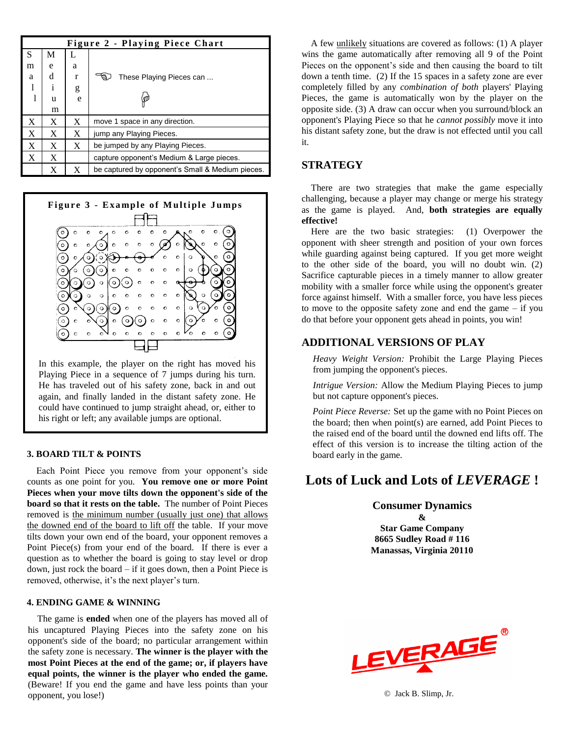**Figure 2 - Playing Piece Chart**

| Small | Medium | Large | These Playing Pieces can ... |
|---|---|---|---|
| X | X | X | move 1 space in any direction. |
| X | X | X | jump any Playing Pieces. |
| X | X | X | be jumped by any Playing Pieces. |
| X | X | | capture opponent's Medium & Large pieces. |
| | X | X | be captured by opponent's Small & Medium pieces. |

**Figure 3 - Example of Multiple Jumps**

In this example, the player on the right has moved his Playing Piece in a sequence of 7 jumps during his turn. He has traveled out of his safety zone, back in and out again, and finally landed in the distant safety zone. He could have continued to jump straight ahead, or, either to his right or left; any available jumps are optional.

### 3. BOARD TILT & POINTS

Each Point Piece you remove from your opponent's side counts as one point for you. **You remove one or more Point Pieces when your move tilts down the opponent's side of the board so that it rests on the table.** The number of Point Pieces removed is the minimum number (usually just one) that allows the downed end of the board to lift off the table. If your move tilts down your own end of the board, your opponent removes a Point Piece(s) from your end of the board. If there is ever a question as to whether the board is going to stay level or drop down, just rock the board – if it goes down, then a Point Piece is removed, otherwise, it's the next player's turn.

### 4. ENDING GAME & WINNING

The game is **ended** when one of the players has moved all of his uncaptured Playing Pieces into the safety zone on his opponent's side of the board; no particular arrangement within the safety zone is necessary. **The winner is the player with the most Point Pieces at the end of the game; or, if players have equal points, the winner is the player who ended the game.** (Beware! If you end the game and have less points than your opponent, you lose!)

A few unlikely situations are covered as follows: (1) A player wins the game automatically after removing all 9 of the Point Pieces on the opponent's side and then causing the board to tilt down a tenth time. (2) If the 15 spaces in a safety zone are ever completely filled by any *combination of both* players' Playing Pieces, the game is automatically won by the player on the opposite side. (3) A draw can occur when you surround/block an opponent's Playing Piece so that he *cannot possibly* move it into his distant safety zone, but the draw is not effected until you call it.

## STRATEGY

There are two strategies that make the game especially challenging, because a player may change or merge his strategy as the game is played. And, **both strategies are equally effective!**

Here are the two basic strategies: (1) Overpower the opponent with sheer strength and position of your own forces while guarding against being captured. If you get more weight to the other side of the board, you will no doubt win. (2) Sacrifice capturable pieces in a timely manner to allow greater mobility with a smaller force while using the opponent's greater force against himself. With a smaller force, you have less pieces to move to the opposite safety zone and end the game – if you do that before your opponent gets ahead in points, you win!

## ADDITIONAL VERSIONS OF PLAY

*Heavy Weight Version:* Prohibit the Large Playing Pieces from jumping the opponent's pieces.

*Intrigue Version:* Allow the Medium Playing Pieces to jump but not capture opponent's pieces.

*Point Piece Reverse:* Set up the game with no Point Pieces on the board; then when point(s) are earned, add Point Pieces to the raised end of the board until the downed end lifts off. The effect of this version is to increase the tilting action of the board early in the game.

## Lots of Luck and Lots of *LEVERAGE* !

**Consumer Dynamics**
**&**
**Star Game Company**
**8665 Sudley Road # 116**
**Manassas, Virginia 20110**

LEVERAGE®

© Jack B. Slimp, Jr.